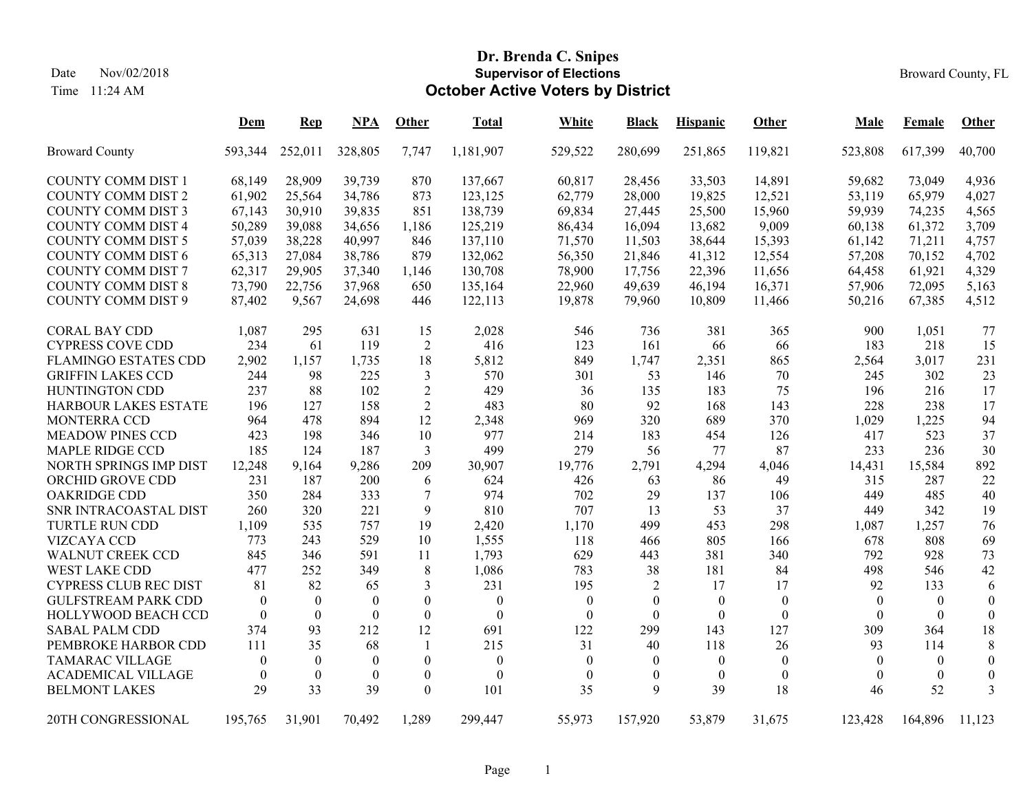# Dr. Brenda C. Snipes

## Supervisor of Elections

## October Active Voters by District

Date Nov/02/2018
Time 11:24 AM

Broward County, FL

| | Dem | Rep | NPA | Other | Total | White | Black | Hispanic | Other | Male | Female | Other |
|---|---|---|---|---|---|---|---|---|---|---|---|---|
| Broward County | 593,344 | 252,011 | 328,805 | 7,747 | 1,181,907 | 529,522 | 280,699 | 251,865 | 119,821 | 523,808 | 617,399 | 40,700 |
| COUNTY COMM DIST 1 | 68,149 | 28,909 | 39,739 | 870 | 137,667 | 60,817 | 28,456 | 33,503 | 14,891 | 59,682 | 73,049 | 4,936 |
| COUNTY COMM DIST 2 | 61,902 | 25,564 | 34,786 | 873 | 123,125 | 62,779 | 28,000 | 19,825 | 12,521 | 53,119 | 65,979 | 4,027 |
| COUNTY COMM DIST 3 | 67,143 | 30,910 | 39,835 | 851 | 138,739 | 69,834 | 27,445 | 25,500 | 15,960 | 59,939 | 74,235 | 4,565 |
| COUNTY COMM DIST 4 | 50,289 | 39,088 | 34,656 | 1,186 | 125,219 | 86,434 | 16,094 | 13,682 | 9,009 | 60,138 | 61,372 | 3,709 |
| COUNTY COMM DIST 5 | 57,039 | 38,228 | 40,997 | 846 | 137,110 | 71,570 | 11,503 | 38,644 | 15,393 | 61,142 | 71,211 | 4,757 |
| COUNTY COMM DIST 6 | 65,313 | 27,084 | 38,786 | 879 | 132,062 | 56,350 | 21,846 | 41,312 | 12,554 | 57,208 | 70,152 | 4,702 |
| COUNTY COMM DIST 7 | 62,317 | 29,905 | 37,340 | 1,146 | 130,708 | 78,900 | 17,756 | 22,396 | 11,656 | 64,458 | 61,921 | 4,329 |
| COUNTY COMM DIST 8 | 73,790 | 22,756 | 37,968 | 650 | 135,164 | 22,960 | 49,639 | 46,194 | 16,371 | 57,906 | 72,095 | 5,163 |
| COUNTY COMM DIST 9 | 87,402 | 9,567 | 24,698 | 446 | 122,113 | 19,878 | 79,960 | 10,809 | 11,466 | 50,216 | 67,385 | 4,512 |
| CORAL BAY CDD | 1,087 | 295 | 631 | 15 | 2,028 | 546 | 736 | 381 | 365 | 900 | 1,051 | 77 |
| CYPRESS COVE CDD | 234 | 61 | 119 | 2 | 416 | 123 | 161 | 66 | 66 | 183 | 218 | 15 |
| FLAMINGO ESTATES CDD | 2,902 | 1,157 | 1,735 | 18 | 5,812 | 849 | 1,747 | 2,351 | 865 | 2,564 | 3,017 | 231 |
| GRIFFIN LAKES CCD | 244 | 98 | 225 | 3 | 570 | 301 | 53 | 146 | 70 | 245 | 302 | 23 |
| HUNTINGTON CDD | 237 | 88 | 102 | 2 | 429 | 36 | 135 | 183 | 75 | 196 | 216 | 17 |
| HARBOUR LAKES ESTATE | 196 | 127 | 158 | 2 | 483 | 80 | 92 | 168 | 143 | 228 | 238 | 17 |
| MONTERRA CCD | 964 | 478 | 894 | 12 | 2,348 | 969 | 320 | 689 | 370 | 1,029 | 1,225 | 94 |
| MEADOW PINES CCD | 423 | 198 | 346 | 10 | 977 | 214 | 183 | 454 | 126 | 417 | 523 | 37 |
| MAPLE RIDGE CCD | 185 | 124 | 187 | 3 | 499 | 279 | 56 | 77 | 87 | 233 | 236 | 30 |
| NORTH SPRINGS IMP DIST | 12,248 | 9,164 | 9,286 | 209 | 30,907 | 19,776 | 2,791 | 4,294 | 4,046 | 14,431 | 15,584 | 892 |
| ORCHID GROVE CDD | 231 | 187 | 200 | 6 | 624 | 426 | 63 | 86 | 49 | 315 | 287 | 22 |
| OAKRIDGE CDD | 350 | 284 | 333 | 7 | 974 | 702 | 29 | 137 | 106 | 449 | 485 | 40 |
| SNR INTRACOASTAL DIST | 260 | 320 | 221 | 9 | 810 | 707 | 13 | 53 | 37 | 449 | 342 | 19 |
| TURTLE RUN CDD | 1,109 | 535 | 757 | 19 | 2,420 | 1,170 | 499 | 453 | 298 | 1,087 | 1,257 | 76 |
| VIZCAYA CCD | 773 | 243 | 529 | 10 | 1,555 | 118 | 466 | 805 | 166 | 678 | 808 | 69 |
| WALNUT CREEK CCD | 845 | 346 | 591 | 11 | 1,793 | 629 | 443 | 381 | 340 | 792 | 928 | 73 |
| WEST LAKE CDD | 477 | 252 | 349 | 8 | 1,086 | 783 | 38 | 181 | 84 | 498 | 546 | 42 |
| CYPRESS CLUB REC DIST | 81 | 82 | 65 | 3 | 231 | 195 | 2 | 17 | 17 | 92 | 133 | 6 |
| GULFSTREAM PARK CDD | 0 | 0 | 0 | 0 | 0 | 0 | 0 | 0 | 0 | 0 | 0 | 0 |
| HOLLYWOOD BEACH CCD | 0 | 0 | 0 | 0 | 0 | 0 | 0 | 0 | 0 | 0 | 0 | 0 |
| SABAL PALM CDD | 374 | 93 | 212 | 12 | 691 | 122 | 299 | 143 | 127 | 309 | 364 | 18 |
| PEMBROKE HARBOR CDD | 111 | 35 | 68 | 1 | 215 | 31 | 40 | 118 | 26 | 93 | 114 | 8 |
| TAMARAC VILLAGE | 0 | 0 | 0 | 0 | 0 | 0 | 0 | 0 | 0 | 0 | 0 | 0 |
| ACADEMICAL VILLAGE | 0 | 0 | 0 | 0 | 0 | 0 | 0 | 0 | 0 | 0 | 0 | 0 |
| BELMONT LAKES | 29 | 33 | 39 | 0 | 101 | 35 | 9 | 39 | 18 | 46 | 52 | 3 |
| 20TH CONGRESSIONAL | 195,765 | 31,901 | 70,492 | 1,289 | 299,447 | 55,973 | 157,920 | 53,879 | 31,675 | 123,428 | 164,896 | 11,123 |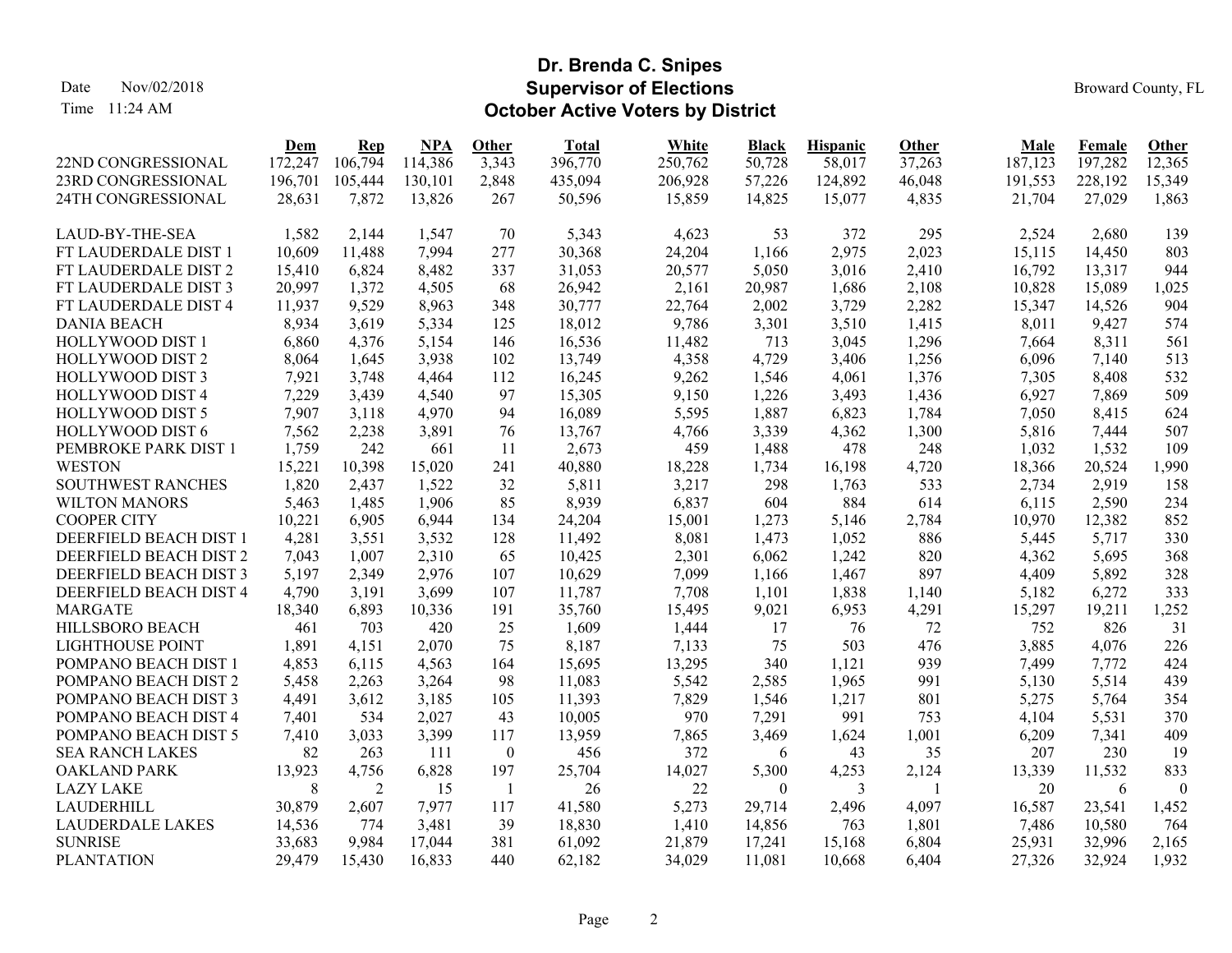Date Nov/02/2018

Time 11:24 AM

# Dr. Brenda C. Snipes
## Supervisor of Elections
## October Active Voters by District

Broward County, FL

| | Dem | Rep | NPA | Other | Total | White | Black | Hispanic | Other | Male | Female | Other |
|---|---|---|---|---|---|---|---|---|---|---|---|---|
| 22ND CONGRESSIONAL | 172,247 | 106,794 | 114,386 | 3,343 | 396,770 | 250,762 | 50,728 | 58,017 | 37,263 | 187,123 | 197,282 | 12,365 |
| 23RD CONGRESSIONAL | 196,701 | 105,444 | 130,101 | 2,848 | 435,094 | 206,928 | 57,226 | 124,892 | 46,048 | 191,553 | 228,192 | 15,349 |
| 24TH CONGRESSIONAL | 28,631 | 7,872 | 13,826 | 267 | 50,596 | 15,859 | 14,825 | 15,077 | 4,835 | 21,704 | 27,029 | 1,863 |
| LAUD-BY-THE-SEA | 1,582 | 2,144 | 1,547 | 70 | 5,343 | 4,623 | 53 | 372 | 295 | 2,524 | 2,680 | 139 |
| FT LAUDERDALE DIST 1 | 10,609 | 11,488 | 7,994 | 277 | 30,368 | 24,204 | 1,166 | 2,975 | 2,023 | 15,115 | 14,450 | 803 |
| FT LAUDERDALE DIST 2 | 15,410 | 6,824 | 8,482 | 337 | 31,053 | 20,577 | 5,050 | 3,016 | 2,410 | 16,792 | 13,317 | 944 |
| FT LAUDERDALE DIST 3 | 20,997 | 1,372 | 4,505 | 68 | 26,942 | 2,161 | 20,987 | 1,686 | 2,108 | 10,828 | 15,089 | 1,025 |
| FT LAUDERDALE DIST 4 | 11,937 | 9,529 | 8,963 | 348 | 30,777 | 22,764 | 2,002 | 3,729 | 2,282 | 15,347 | 14,526 | 904 |
| DANIA BEACH | 8,934 | 3,619 | 5,334 | 125 | 18,012 | 9,786 | 3,301 | 3,510 | 1,415 | 8,011 | 9,427 | 574 |
| HOLLYWOOD DIST 1 | 6,860 | 4,376 | 5,154 | 146 | 16,536 | 11,482 | 713 | 3,045 | 1,296 | 7,664 | 8,311 | 561 |
| HOLLYWOOD DIST 2 | 8,064 | 1,645 | 3,938 | 102 | 13,749 | 4,358 | 4,729 | 3,406 | 1,256 | 6,096 | 7,140 | 513 |
| HOLLYWOOD DIST 3 | 7,921 | 3,748 | 4,464 | 112 | 16,245 | 9,262 | 1,546 | 4,061 | 1,376 | 7,305 | 8,408 | 532 |
| HOLLYWOOD DIST 4 | 7,229 | 3,439 | 4,540 | 97 | 15,305 | 9,150 | 1,226 | 3,493 | 1,436 | 6,927 | 7,869 | 509 |
| HOLLYWOOD DIST 5 | 7,907 | 3,118 | 4,970 | 94 | 16,089 | 5,595 | 1,887 | 6,823 | 1,784 | 7,050 | 8,415 | 624 |
| HOLLYWOOD DIST 6 | 7,562 | 2,238 | 3,891 | 76 | 13,767 | 4,766 | 3,339 | 4,362 | 1,300 | 5,816 | 7,444 | 507 |
| PEMBROKE PARK DIST 1 | 1,759 | 242 | 661 | 11 | 2,673 | 459 | 1,488 | 478 | 248 | 1,032 | 1,532 | 109 |
| WESTON | 15,221 | 10,398 | 15,020 | 241 | 40,880 | 18,228 | 1,734 | 16,198 | 4,720 | 18,366 | 20,524 | 1,990 |
| SOUTHWEST RANCHES | 1,820 | 2,437 | 1,522 | 32 | 5,811 | 3,217 | 298 | 1,763 | 533 | 2,734 | 2,919 | 158 |
| WILTON MANORS | 5,463 | 1,485 | 1,906 | 85 | 8,939 | 6,837 | 604 | 884 | 614 | 6,115 | 2,590 | 234 |
| COOPER CITY | 10,221 | 6,905 | 6,944 | 134 | 24,204 | 15,001 | 1,273 | 5,146 | 2,784 | 10,970 | 12,382 | 852 |
| DEERFIELD BEACH DIST 1 | 4,281 | 3,551 | 3,532 | 128 | 11,492 | 8,081 | 1,473 | 1,052 | 886 | 5,445 | 5,717 | 330 |
| DEERFIELD BEACH DIST 2 | 7,043 | 1,007 | 2,310 | 65 | 10,425 | 2,301 | 6,062 | 1,242 | 820 | 4,362 | 5,695 | 368 |
| DEERFIELD BEACH DIST 3 | 5,197 | 2,349 | 2,976 | 107 | 10,629 | 7,099 | 1,166 | 1,467 | 897 | 4,409 | 5,892 | 328 |
| DEERFIELD BEACH DIST 4 | 4,790 | 3,191 | 3,699 | 107 | 11,787 | 7,708 | 1,101 | 1,838 | 1,140 | 5,182 | 6,272 | 333 |
| MARGATE | 18,340 | 6,893 | 10,336 | 191 | 35,760 | 15,495 | 9,021 | 6,953 | 4,291 | 15,297 | 19,211 | 1,252 |
| HILLSBORO BEACH | 461 | 703 | 420 | 25 | 1,609 | 1,444 | 17 | 76 | 72 | 752 | 826 | 31 |
| LIGHTHOUSE POINT | 1,891 | 4,151 | 2,070 | 75 | 8,187 | 7,133 | 75 | 503 | 476 | 3,885 | 4,076 | 226 |
| POMPANO BEACH DIST 1 | 4,853 | 6,115 | 4,563 | 164 | 15,695 | 13,295 | 340 | 1,121 | 939 | 7,499 | 7,772 | 424 |
| POMPANO BEACH DIST 2 | 5,458 | 2,263 | 3,264 | 98 | 11,083 | 5,542 | 2,585 | 1,965 | 991 | 5,130 | 5,514 | 439 |
| POMPANO BEACH DIST 3 | 4,491 | 3,612 | 3,185 | 105 | 11,393 | 7,829 | 1,546 | 1,217 | 801 | 5,275 | 5,764 | 354 |
| POMPANO BEACH DIST 4 | 7,401 | 534 | 2,027 | 43 | 10,005 | 970 | 7,291 | 991 | 753 | 4,104 | 5,531 | 370 |
| POMPANO BEACH DIST 5 | 7,410 | 3,033 | 3,399 | 117 | 13,959 | 7,865 | 3,469 | 1,624 | 1,001 | 6,209 | 7,341 | 409 |
| SEA RANCH LAKES | 82 | 263 | 111 | 0 | 456 | 372 | 6 | 43 | 35 | 207 | 230 | 19 |
| OAKLAND PARK | 13,923 | 4,756 | 6,828 | 197 | 25,704 | 14,027 | 5,300 | 4,253 | 2,124 | 13,339 | 11,532 | 833 |
| LAZY LAKE | 8 | 2 | 15 | 1 | 26 | 22 | 0 | 3 | 1 | 20 | 6 | 0 |
| LAUDERHILL | 30,879 | 2,607 | 7,977 | 117 | 41,580 | 5,273 | 29,714 | 2,496 | 4,097 | 16,587 | 23,541 | 1,452 |
| LAUDERDALE LAKES | 14,536 | 774 | 3,481 | 39 | 18,830 | 1,410 | 14,856 | 763 | 1,801 | 7,486 | 10,580 | 764 |
| SUNRISE | 33,683 | 9,984 | 17,044 | 381 | 61,092 | 21,879 | 17,241 | 15,168 | 6,804 | 25,931 | 32,996 | 2,165 |
| PLANTATION | 29,479 | 15,430 | 16,833 | 440 | 62,182 | 34,029 | 11,081 | 10,668 | 6,404 | 27,326 | 32,924 | 1,932 |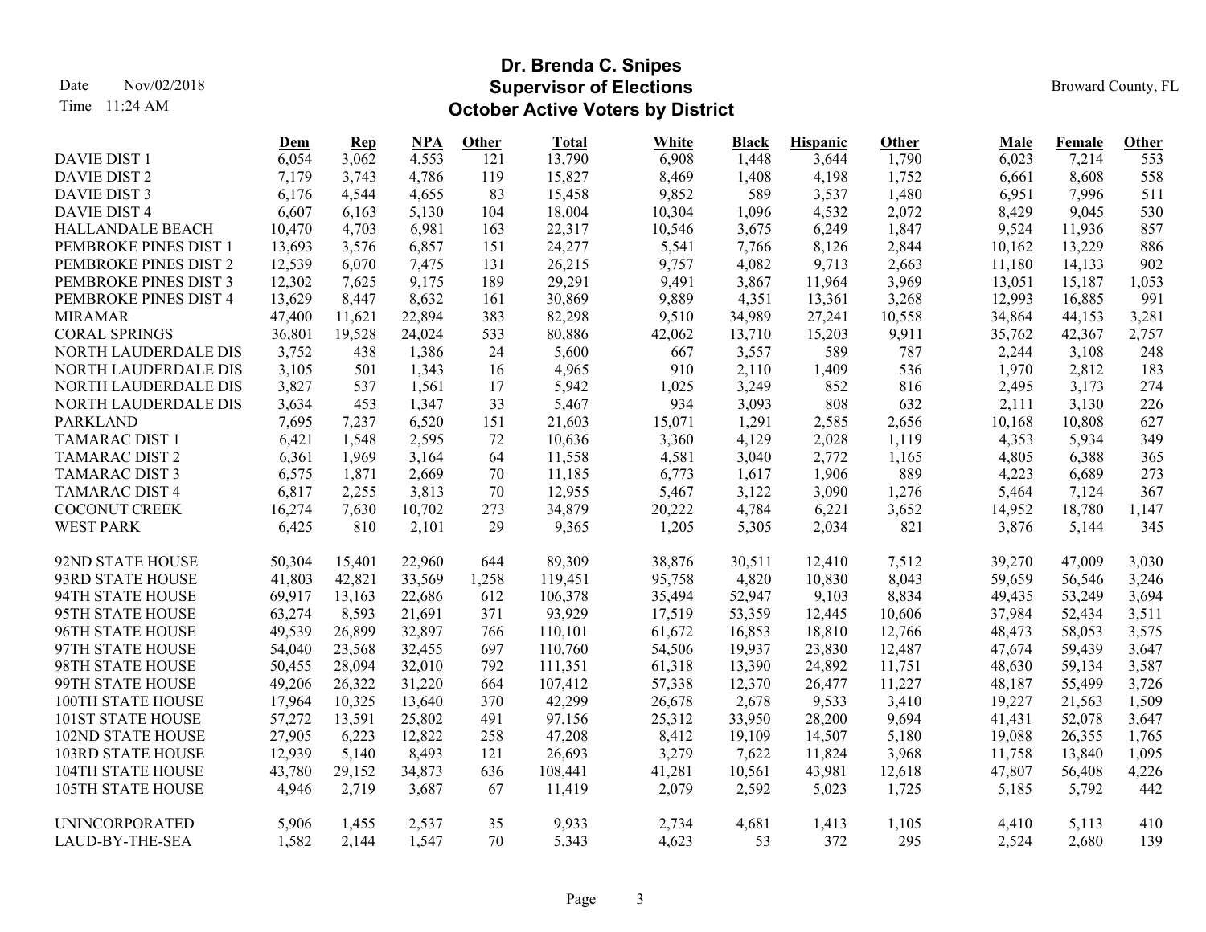# Dr. Brenda C. Snipes
## Supervisor of Elections
## October Active Voters by District

Date Nov/02/2018
Time 11:24 AM

Broward County, FL

| | Dem | Rep | NPA | Other | Total | White | Black | Hispanic | Other | Male | Female | Other |
|---|---|---|---|---|---|---|---|---|---|---|---|---|
| DAVIE DIST 1 | 6,054 | 3,062 | 4,553 | 121 | 13,790 | 6,908 | 1,448 | 3,644 | 1,790 | 6,023 | 7,214 | 553 |
| DAVIE DIST 2 | 7,179 | 3,743 | 4,786 | 119 | 15,827 | 8,469 | 1,408 | 4,198 | 1,752 | 6,661 | 8,608 | 558 |
| DAVIE DIST 3 | 6,176 | 4,544 | 4,655 | 83 | 15,458 | 9,852 | 589 | 3,537 | 1,480 | 6,951 | 7,996 | 511 |
| DAVIE DIST 4 | 6,607 | 6,163 | 5,130 | 104 | 18,004 | 10,304 | 1,096 | 4,532 | 2,072 | 8,429 | 9,045 | 530 |
| HALLANDALE BEACH | 10,470 | 4,703 | 6,981 | 163 | 22,317 | 10,546 | 3,675 | 6,249 | 1,847 | 9,524 | 11,936 | 857 |
| PEMBROKE PINES DIST 1 | 13,693 | 3,576 | 6,857 | 151 | 24,277 | 5,541 | 7,766 | 8,126 | 2,844 | 10,162 | 13,229 | 886 |
| PEMBROKE PINES DIST 2 | 12,539 | 6,070 | 7,475 | 131 | 26,215 | 9,757 | 4,082 | 9,713 | 2,663 | 11,180 | 14,133 | 902 |
| PEMBROKE PINES DIST 3 | 12,302 | 7,625 | 9,175 | 189 | 29,291 | 9,491 | 3,867 | 11,964 | 3,969 | 13,051 | 15,187 | 1,053 |
| PEMBROKE PINES DIST 4 | 13,629 | 8,447 | 8,632 | 161 | 30,869 | 9,889 | 4,351 | 13,361 | 3,268 | 12,993 | 16,885 | 991 |
| MIRAMAR | 47,400 | 11,621 | 22,894 | 383 | 82,298 | 9,510 | 34,989 | 27,241 | 10,558 | 34,864 | 44,153 | 3,281 |
| CORAL SPRINGS | 36,801 | 19,528 | 24,024 | 533 | 80,886 | 42,062 | 13,710 | 15,203 | 9,911 | 35,762 | 42,367 | 2,757 |
| NORTH LAUDERDALE DIS | 3,752 | 438 | 1,386 | 24 | 5,600 | 667 | 3,557 | 589 | 787 | 2,244 | 3,108 | 248 |
| NORTH LAUDERDALE DIS | 3,105 | 501 | 1,343 | 16 | 4,965 | 910 | 2,110 | 1,409 | 536 | 1,970 | 2,812 | 183 |
| NORTH LAUDERDALE DIS | 3,827 | 537 | 1,561 | 17 | 5,942 | 1,025 | 3,249 | 852 | 816 | 2,495 | 3,173 | 274 |
| NORTH LAUDERDALE DIS | 3,634 | 453 | 1,347 | 33 | 5,467 | 934 | 3,093 | 808 | 632 | 2,111 | 3,130 | 226 |
| PARKLAND | 7,695 | 7,237 | 6,520 | 151 | 21,603 | 15,071 | 1,291 | 2,585 | 2,656 | 10,168 | 10,808 | 627 |
| TAMARAC DIST 1 | 6,421 | 1,548 | 2,595 | 72 | 10,636 | 3,360 | 4,129 | 2,028 | 1,119 | 4,353 | 5,934 | 349 |
| TAMARAC DIST 2 | 6,361 | 1,969 | 3,164 | 64 | 11,558 | 4,581 | 3,040 | 2,772 | 1,165 | 4,805 | 6,388 | 365 |
| TAMARAC DIST 3 | 6,575 | 1,871 | 2,669 | 70 | 11,185 | 6,773 | 1,617 | 1,906 | 889 | 4,223 | 6,689 | 273 |
| TAMARAC DIST 4 | 6,817 | 2,255 | 3,813 | 70 | 12,955 | 5,467 | 3,122 | 3,090 | 1,276 | 5,464 | 7,124 | 367 |
| COCONUT CREEK | 16,274 | 7,630 | 10,702 | 273 | 34,879 | 20,222 | 4,784 | 6,221 | 3,652 | 14,952 | 18,780 | 1,147 |
| WEST PARK | 6,425 | 810 | 2,101 | 29 | 9,365 | 1,205 | 5,305 | 2,034 | 821 | 3,876 | 5,144 | 345 |
| 92ND STATE HOUSE | 50,304 | 15,401 | 22,960 | 644 | 89,309 | 38,876 | 30,511 | 12,410 | 7,512 | 39,270 | 47,009 | 3,030 |
| 93RD STATE HOUSE | 41,803 | 42,821 | 33,569 | 1,258 | 119,451 | 95,758 | 4,820 | 10,830 | 8,043 | 59,659 | 56,546 | 3,246 |
| 94TH STATE HOUSE | 69,917 | 13,163 | 22,686 | 612 | 106,378 | 35,494 | 52,947 | 9,103 | 8,834 | 49,435 | 53,249 | 3,694 |
| 95TH STATE HOUSE | 63,274 | 8,593 | 21,691 | 371 | 93,929 | 17,519 | 53,359 | 12,445 | 10,606 | 37,984 | 52,434 | 3,511 |
| 96TH STATE HOUSE | 49,539 | 26,899 | 32,897 | 766 | 110,101 | 61,672 | 16,853 | 18,810 | 12,766 | 48,473 | 58,053 | 3,575 |
| 97TH STATE HOUSE | 54,040 | 23,568 | 32,455 | 697 | 110,760 | 54,506 | 19,937 | 23,830 | 12,487 | 47,674 | 59,439 | 3,647 |
| 98TH STATE HOUSE | 50,455 | 28,094 | 32,010 | 792 | 111,351 | 61,318 | 13,390 | 24,892 | 11,751 | 48,630 | 59,134 | 3,587 |
| 99TH STATE HOUSE | 49,206 | 26,322 | 31,220 | 664 | 107,412 | 57,338 | 12,370 | 26,477 | 11,227 | 48,187 | 55,499 | 3,726 |
| 100TH STATE HOUSE | 17,964 | 10,325 | 13,640 | 370 | 42,299 | 26,678 | 2,678 | 9,533 | 3,410 | 19,227 | 21,563 | 1,509 |
| 101ST STATE HOUSE | 57,272 | 13,591 | 25,802 | 491 | 97,156 | 25,312 | 33,950 | 28,200 | 9,694 | 41,431 | 52,078 | 3,647 |
| 102ND STATE HOUSE | 27,905 | 6,223 | 12,822 | 258 | 47,208 | 8,412 | 19,109 | 14,507 | 5,180 | 19,088 | 26,355 | 1,765 |
| 103RD STATE HOUSE | 12,939 | 5,140 | 8,493 | 121 | 26,693 | 3,279 | 7,622 | 11,824 | 3,968 | 11,758 | 13,840 | 1,095 |
| 104TH STATE HOUSE | 43,780 | 29,152 | 34,873 | 636 | 108,441 | 41,281 | 10,561 | 43,981 | 12,618 | 47,807 | 56,408 | 4,226 |
| 105TH STATE HOUSE | 4,946 | 2,719 | 3,687 | 67 | 11,419 | 2,079 | 2,592 | 5,023 | 1,725 | 5,185 | 5,792 | 442 |
| UNINCORPORATED | 5,906 | 1,455 | 2,537 | 35 | 9,933 | 2,734 | 4,681 | 1,413 | 1,105 | 4,410 | 5,113 | 410 |
| LAUD-BY-THE-SEA | 1,582 | 2,144 | 1,547 | 70 | 5,343 | 4,623 | 53 | 372 | 295 | 2,524 | 2,680 | 139 |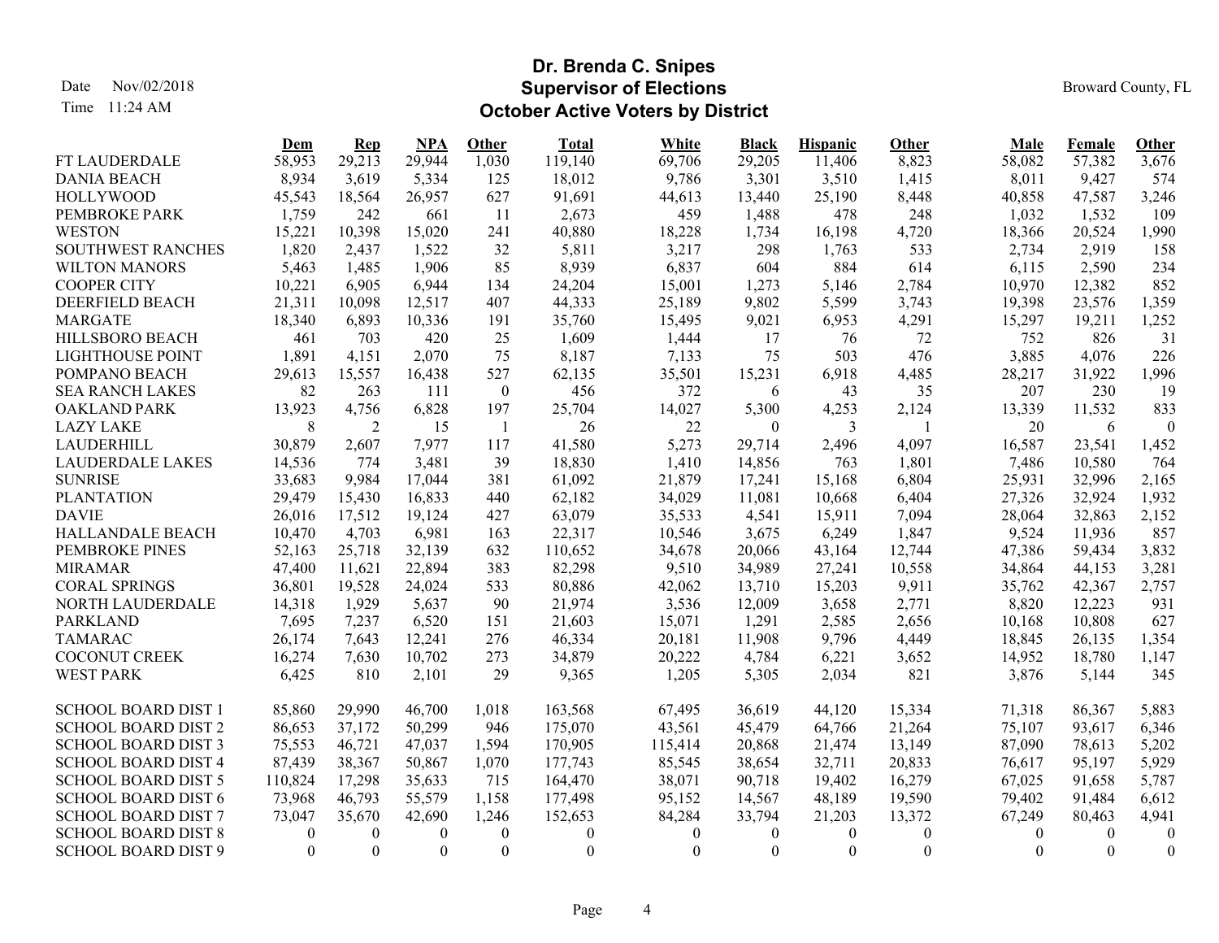# Dr. Brenda C. Snipes
## Supervisor of Elections
## October Active Voters by District

Date Nov/02/2018
Time 11:24 AM

Broward County, FL

| | Dem | Rep | NPA | Other | Total | White | Black | Hispanic | Other | Male | Female | Other |
|---|---|---|---|---|---|---|---|---|---|---|---|---|
| FT LAUDERDALE | 58,953 | 29,213 | 29,944 | 1,030 | 119,140 | 69,706 | 29,205 | 11,406 | 8,823 | 58,082 | 57,382 | 3,676 |
| DANIA BEACH | 8,934 | 3,619 | 5,334 | 125 | 18,012 | 9,786 | 3,301 | 3,510 | 1,415 | 8,011 | 9,427 | 574 |
| HOLLYWOOD | 45,543 | 18,564 | 26,957 | 627 | 91,691 | 44,613 | 13,440 | 25,190 | 8,448 | 40,858 | 47,587 | 3,246 |
| PEMBROKE PARK | 1,759 | 242 | 661 | 11 | 2,673 | 459 | 1,488 | 478 | 248 | 1,032 | 1,532 | 109 |
| WESTON | 15,221 | 10,398 | 15,020 | 241 | 40,880 | 18,228 | 1,734 | 16,198 | 4,720 | 18,366 | 20,524 | 1,990 |
| SOUTHWEST RANCHES | 1,820 | 2,437 | 1,522 | 32 | 5,811 | 3,217 | 298 | 1,763 | 533 | 2,734 | 2,919 | 158 |
| WILTON MANORS | 5,463 | 1,485 | 1,906 | 85 | 8,939 | 6,837 | 604 | 884 | 614 | 6,115 | 2,590 | 234 |
| COOPER CITY | 10,221 | 6,905 | 6,944 | 134 | 24,204 | 15,001 | 1,273 | 5,146 | 2,784 | 10,970 | 12,382 | 852 |
| DEERFIELD BEACH | 21,311 | 10,098 | 12,517 | 407 | 44,333 | 25,189 | 9,802 | 5,599 | 3,743 | 19,398 | 23,576 | 1,359 |
| MARGATE | 18,340 | 6,893 | 10,336 | 191 | 35,760 | 15,495 | 9,021 | 6,953 | 4,291 | 15,297 | 19,211 | 1,252 |
| HILLSBORO BEACH | 461 | 703 | 420 | 25 | 1,609 | 1,444 | 17 | 76 | 72 | 752 | 826 | 31 |
| LIGHTHOUSE POINT | 1,891 | 4,151 | 2,070 | 75 | 8,187 | 7,133 | 75 | 503 | 476 | 3,885 | 4,076 | 226 |
| POMPANO BEACH | 29,613 | 15,557 | 16,438 | 527 | 62,135 | 35,501 | 15,231 | 6,918 | 4,485 | 28,217 | 31,922 | 1,996 |
| SEA RANCH LAKES | 82 | 263 | 111 | 0 | 456 | 372 | 6 | 43 | 35 | 207 | 230 | 19 |
| OAKLAND PARK | 13,923 | 4,756 | 6,828 | 197 | 25,704 | 14,027 | 5,300 | 4,253 | 2,124 | 13,339 | 11,532 | 833 |
| LAZY LAKE | 8 | 2 | 15 | 1 | 26 | 22 | 0 | 3 | 1 | 20 | 6 | 0 |
| LAUDERHILL | 30,879 | 2,607 | 7,977 | 117 | 41,580 | 5,273 | 29,714 | 2,496 | 4,097 | 16,587 | 23,541 | 1,452 |
| LAUDERDALE LAKES | 14,536 | 774 | 3,481 | 39 | 18,830 | 1,410 | 14,856 | 763 | 1,801 | 7,486 | 10,580 | 764 |
| SUNRISE | 33,683 | 9,984 | 17,044 | 381 | 61,092 | 21,879 | 17,241 | 15,168 | 6,804 | 25,931 | 32,996 | 2,165 |
| PLANTATION | 29,479 | 15,430 | 16,833 | 440 | 62,182 | 34,029 | 11,081 | 10,668 | 6,404 | 27,326 | 32,924 | 1,932 |
| DAVIE | 26,016 | 17,512 | 19,124 | 427 | 63,079 | 35,533 | 4,541 | 15,911 | 7,094 | 28,064 | 32,863 | 2,152 |
| HALLANDALE BEACH | 10,470 | 4,703 | 6,981 | 163 | 22,317 | 10,546 | 3,675 | 6,249 | 1,847 | 9,524 | 11,936 | 857 |
| PEMBROKE PINES | 52,163 | 25,718 | 32,139 | 632 | 110,652 | 34,678 | 20,066 | 43,164 | 12,744 | 47,386 | 59,434 | 3,832 |
| MIRAMAR | 47,400 | 11,621 | 22,894 | 383 | 82,298 | 9,510 | 34,989 | 27,241 | 10,558 | 34,864 | 44,153 | 3,281 |
| CORAL SPRINGS | 36,801 | 19,528 | 24,024 | 533 | 80,886 | 42,062 | 13,710 | 15,203 | 9,911 | 35,762 | 42,367 | 2,757 |
| NORTH LAUDERDALE | 14,318 | 1,929 | 5,637 | 90 | 21,974 | 3,536 | 12,009 | 3,658 | 2,771 | 8,820 | 12,223 | 931 |
| PARKLAND | 7,695 | 7,237 | 6,520 | 151 | 21,603 | 15,071 | 1,291 | 2,585 | 2,656 | 10,168 | 10,808 | 627 |
| TAMARAC | 26,174 | 7,643 | 12,241 | 276 | 46,334 | 20,181 | 11,908 | 9,796 | 4,449 | 18,845 | 26,135 | 1,354 |
| COCONUT CREEK | 16,274 | 7,630 | 10,702 | 273 | 34,879 | 20,222 | 4,784 | 6,221 | 3,652 | 14,952 | 18,780 | 1,147 |
| WEST PARK | 6,425 | 810 | 2,101 | 29 | 9,365 | 1,205 | 5,305 | 2,034 | 821 | 3,876 | 5,144 | 345 |
| SCHOOL BOARD DIST 1 | 85,860 | 29,990 | 46,700 | 1,018 | 163,568 | 67,495 | 36,619 | 44,120 | 15,334 | 71,318 | 86,367 | 5,883 |
| SCHOOL BOARD DIST 2 | 86,653 | 37,172 | 50,299 | 946 | 175,070 | 43,561 | 45,479 | 64,766 | 21,264 | 75,107 | 93,617 | 6,346 |
| SCHOOL BOARD DIST 3 | 75,553 | 46,721 | 47,037 | 1,594 | 170,905 | 115,414 | 20,868 | 21,474 | 13,149 | 87,090 | 78,613 | 5,202 |
| SCHOOL BOARD DIST 4 | 87,439 | 38,367 | 50,867 | 1,070 | 177,743 | 85,545 | 38,654 | 32,711 | 20,833 | 76,617 | 95,197 | 5,929 |
| SCHOOL BOARD DIST 5 | 110,824 | 17,298 | 35,633 | 715 | 164,470 | 38,071 | 90,718 | 19,402 | 16,279 | 67,025 | 91,658 | 5,787 |
| SCHOOL BOARD DIST 6 | 73,968 | 46,793 | 55,579 | 1,158 | 177,498 | 95,152 | 14,567 | 48,189 | 19,590 | 79,402 | 91,484 | 6,612 |
| SCHOOL BOARD DIST 7 | 73,047 | 35,670 | 42,690 | 1,246 | 152,653 | 84,284 | 33,794 | 21,203 | 13,372 | 67,249 | 80,463 | 4,941 |
| SCHOOL BOARD DIST 8 | 0 | 0 | 0 | 0 | 0 | 0 | 0 | 0 | 0 | 0 | 0 | 0 |
| SCHOOL BOARD DIST 9 | 0 | 0 | 0 | 0 | 0 | 0 | 0 | 0 | 0 | 0 | 0 | 0 |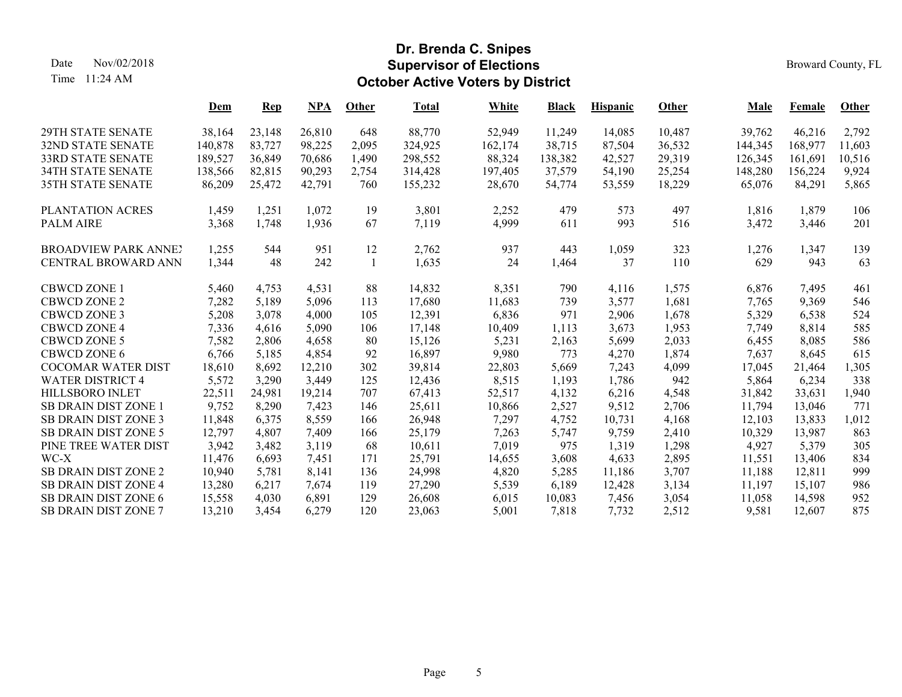Date Nov/02/2018
Time 11:24 AM

# Dr. Brenda C. Snipes
## Supervisor of Elections
## October Active Voters by District

Broward County, FL

| | Dem | Rep | NPA | Other | Total | White | Black | Hispanic | Other | Male | Female | Other |
|---|---|---|---|---|---|---|---|---|---|---|---|---|
| 29TH STATE SENATE | 38,164 | 23,148 | 26,810 | 648 | 88,770 | 52,949 | 11,249 | 14,085 | 10,487 | 39,762 | 46,216 | 2,792 |
| 32ND STATE SENATE | 140,878 | 83,727 | 98,225 | 2,095 | 324,925 | 162,174 | 38,715 | 87,504 | 36,532 | 144,345 | 168,977 | 11,603 |
| 33RD STATE SENATE | 189,527 | 36,849 | 70,686 | 1,490 | 298,552 | 88,324 | 138,382 | 42,527 | 29,319 | 126,345 | 161,691 | 10,516 |
| 34TH STATE SENATE | 138,566 | 82,815 | 90,293 | 2,754 | 314,428 | 197,405 | 37,579 | 54,190 | 25,254 | 148,280 | 156,224 | 9,924 |
| 35TH STATE SENATE | 86,209 | 25,472 | 42,791 | 760 | 155,232 | 28,670 | 54,774 | 53,559 | 18,229 | 65,076 | 84,291 | 5,865 |
| PLANTATION ACRES | 1,459 | 1,251 | 1,072 | 19 | 3,801 | 2,252 | 479 | 573 | 497 | 1,816 | 1,879 | 106 |
| PALM AIRE | 3,368 | 1,748 | 1,936 | 67 | 7,119 | 4,999 | 611 | 993 | 516 | 3,472 | 3,446 | 201 |
| BROADVIEW PARK ANNEX | 1,255 | 544 | 951 | 12 | 2,762 | 937 | 443 | 1,059 | 323 | 1,276 | 1,347 | 139 |
| CENTRAL BROWARD ANN | 1,344 | 48 | 242 | 1 | 1,635 | 24 | 1,464 | 37 | 110 | 629 | 943 | 63 |
| CBWCD ZONE 1 | 5,460 | 4,753 | 4,531 | 88 | 14,832 | 8,351 | 790 | 4,116 | 1,575 | 6,876 | 7,495 | 461 |
| CBWCD ZONE 2 | 7,282 | 5,189 | 5,096 | 113 | 17,680 | 11,683 | 739 | 3,577 | 1,681 | 7,765 | 9,369 | 546 |
| CBWCD ZONE 3 | 5,208 | 3,078 | 4,000 | 105 | 12,391 | 6,836 | 971 | 2,906 | 1,678 | 5,329 | 6,538 | 524 |
| CBWCD ZONE 4 | 7,336 | 4,616 | 5,090 | 106 | 17,148 | 10,409 | 1,113 | 3,673 | 1,953 | 7,749 | 8,814 | 585 |
| CBWCD ZONE 5 | 7,582 | 2,806 | 4,658 | 80 | 15,126 | 5,231 | 2,163 | 5,699 | 2,033 | 6,455 | 8,085 | 586 |
| CBWCD ZONE 6 | 6,766 | 5,185 | 4,854 | 92 | 16,897 | 9,980 | 773 | 4,270 | 1,874 | 7,637 | 8,645 | 615 |
| COCOMAR WATER DIST | 18,610 | 8,692 | 12,210 | 302 | 39,814 | 22,803 | 5,669 | 7,243 | 4,099 | 17,045 | 21,464 | 1,305 |
| WATER DISTRICT 4 | 5,572 | 3,290 | 3,449 | 125 | 12,436 | 8,515 | 1,193 | 1,786 | 942 | 5,864 | 6,234 | 338 |
| HILLSBORO INLET | 22,511 | 24,981 | 19,214 | 707 | 67,413 | 52,517 | 4,132 | 6,216 | 4,548 | 31,842 | 33,631 | 1,940 |
| SB DRAIN DIST ZONE 1 | 9,752 | 8,290 | 7,423 | 146 | 25,611 | 10,866 | 2,527 | 9,512 | 2,706 | 11,794 | 13,046 | 771 |
| SB DRAIN DIST ZONE 3 | 11,848 | 6,375 | 8,559 | 166 | 26,948 | 7,297 | 4,752 | 10,731 | 4,168 | 12,103 | 13,833 | 1,012 |
| SB DRAIN DIST ZONE 5 | 12,797 | 4,807 | 7,409 | 166 | 25,179 | 7,263 | 5,747 | 9,759 | 2,410 | 10,329 | 13,987 | 863 |
| PINE TREE WATER DIST | 3,942 | 3,482 | 3,119 | 68 | 10,611 | 7,019 | 975 | 1,319 | 1,298 | 4,927 | 5,379 | 305 |
| WC-X | 11,476 | 6,693 | 7,451 | 171 | 25,791 | 14,655 | 3,608 | 4,633 | 2,895 | 11,551 | 13,406 | 834 |
| SB DRAIN DIST ZONE 2 | 10,940 | 5,781 | 8,141 | 136 | 24,998 | 4,820 | 5,285 | 11,186 | 3,707 | 11,188 | 12,811 | 999 |
| SB DRAIN DIST ZONE 4 | 13,280 | 6,217 | 7,674 | 119 | 27,290 | 5,539 | 6,189 | 12,428 | 3,134 | 11,197 | 15,107 | 986 |
| SB DRAIN DIST ZONE 6 | 15,558 | 4,030 | 6,891 | 129 | 26,608 | 6,015 | 10,083 | 7,456 | 3,054 | 11,058 | 14,598 | 952 |
| SB DRAIN DIST ZONE 7 | 13,210 | 3,454 | 6,279 | 120 | 23,063 | 5,001 | 7,818 | 7,732 | 2,512 | 9,581 | 12,607 | 875 |